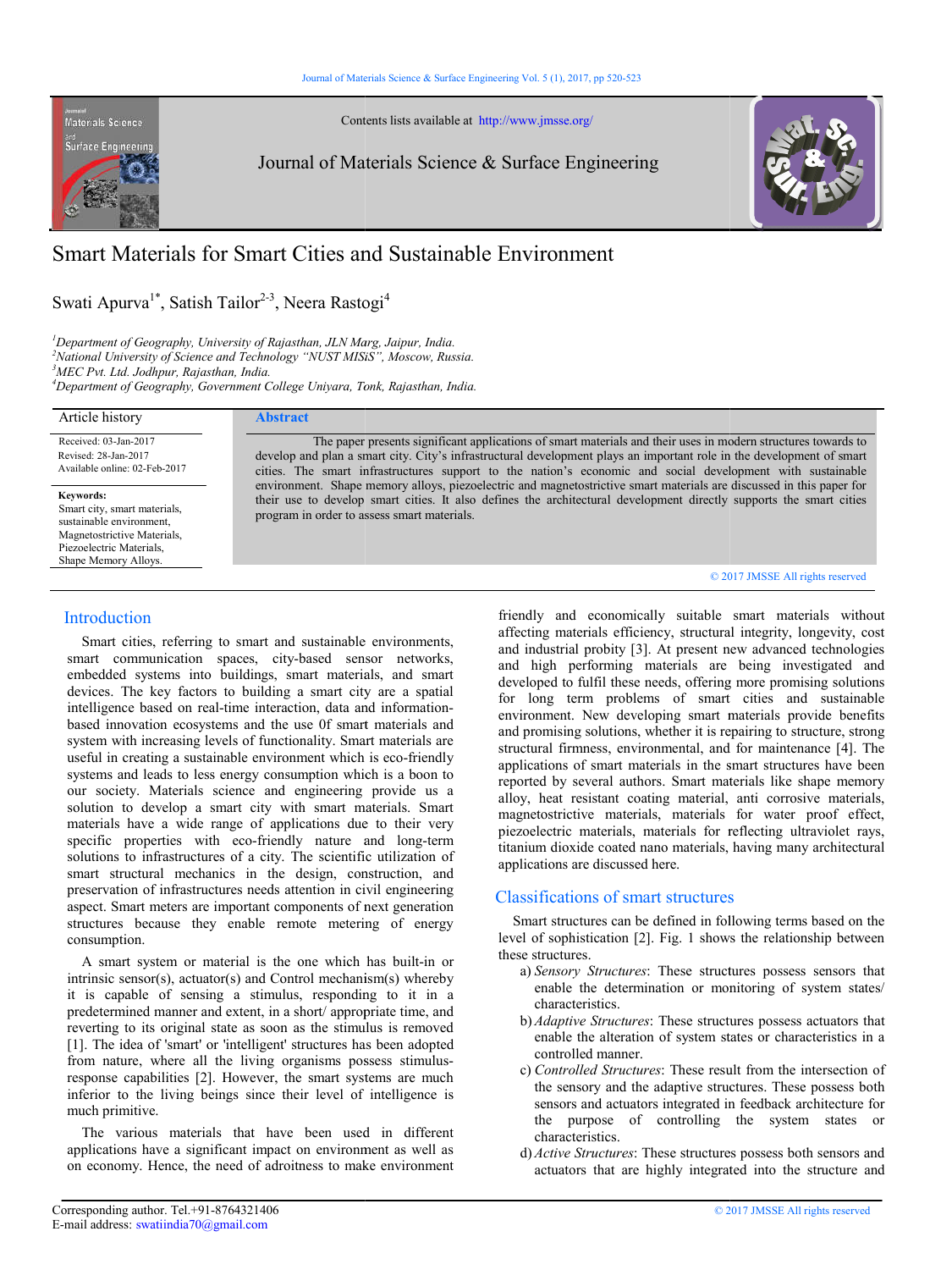Contents lists available at http://www.jmsse.org/

Journal of Materials Science & Surface Engineering

# Smart Materials for Smart Cities and Sustainable Environment

Swati Apurva[1*], Satish Tailor[2-3], Neera Rastogi[4]

[1]*Department of Geography, University of Rajasthan, JLN Marg, Jaipur, India.*
[2]*National University of Science and Technology "NUST MISiS", Moscow, Russia.*
[3]*MEC Pvt. Ltd. Jodhpur, Rajasthan, India.*
[4]*Department of Geography, Government College Uniyara, Tonk, Rajasthan, India.*

Article history

Received: 03-Jan-2017
Revised: 28-Jan-2017
Available online: 02-Feb-2017

**Keywords:**
Smart city, smart materials, sustainable environment, Magnetostrictive Materials, Piezoelectric Materials, Shape Memory Alloys.

## Abstract

The paper presents significant applications of smart materials and their uses in modern structures towards to develop and plan a smart city. City's infrastructural development plays an important role in the development of smart cities. The smart infrastructures support to the nation's economic and social development with sustainable environment. Shape memory alloys, piezoelectric and magnetostrictive smart materials are discussed in this paper for their use to develop smart cities. It also defines the architectural development directly supports the smart cities program in order to assess smart materials.

© 2017 JMSSE All rights reserved

## Introduction

Smart cities, referring to smart and sustainable environments, smart communication spaces, city-based sensor networks, embedded systems into buildings, smart materials, and smart devices. The key factors to building a smart city are a spatial intelligence based on real-time interaction, data and information-based innovation ecosystems and the use 0f smart materials and system with increasing levels of functionality. Smart materials are useful in creating a sustainable environment which is eco-friendly systems and leads to less energy consumption which is a boon to our society. Materials science and engineering provide us a solution to develop a smart city with smart materials. Smart materials have a wide range of applications due to their very specific properties with eco-friendly nature and long-term solutions to infrastructures of a city. The scientific utilization of smart structural mechanics in the design, construction, and preservation of infrastructures needs attention in civil engineering aspect. Smart meters are important components of next generation structures because they enable remote metering of energy consumption.

A smart system or material is the one which has built-in or intrinsic sensor(s), actuator(s) and Control mechanism(s) whereby it is capable of sensing a stimulus, responding to it in a predetermined manner and extent, in a short/ appropriate time, and reverting to its original state as soon as the stimulus is removed [1]. The idea of 'smart' or 'intelligent' structures has been adopted from nature, where all the living organisms possess stimulus-response capabilities [2]. However, the smart systems are much inferior to the living beings since their level of intelligence is much primitive.

The various materials that have been used in different applications have a significant impact on environment as well as on economy. Hence, the need of adroitness to make environment friendly and economically suitable smart materials without affecting materials efficiency, structural integrity, longevity, cost and industrial probity [3]. At present new advanced technologies and high performing materials are being investigated and developed to fulfil these needs, offering more promising solutions for long term problems of smart cities and sustainable environment. New developing smart materials provide benefits and promising solutions, whether it is repairing to structure, strong structural firmness, environmental, and for maintenance [4]. The applications of smart materials in the smart structures have been reported by several authors. Smart materials like shape memory alloy, heat resistant coating material, anti corrosive materials, magnetostrictive materials, materials for water proof effect, piezoelectric materials, materials for reflecting ultraviolet rays, titanium dioxide coated nano materials, having many architectural applications are discussed here.

## Classifications of smart structures

Smart structures can be defined in following terms based on the level of sophistication [2]. Fig. 1 shows the relationship between these structures.

a) *Sensory Structures*: These structures possess sensors that enable the determination or monitoring of system states/ characteristics.
b) *Adaptive Structures*: These structures possess actuators that enable the alteration of system states or characteristics in a controlled manner.
c) *Controlled Structures*: These result from the intersection of the sensory and the adaptive structures. These possess both sensors and actuators integrated in feedback architecture for the purpose of controlling the system states or characteristics.
d) *Active Structures*: These structures possess both sensors and actuators that are highly integrated into the structure and

Corresponding author. Tel.+91-8764321406
E-mail address: swatiindia70@gmail.com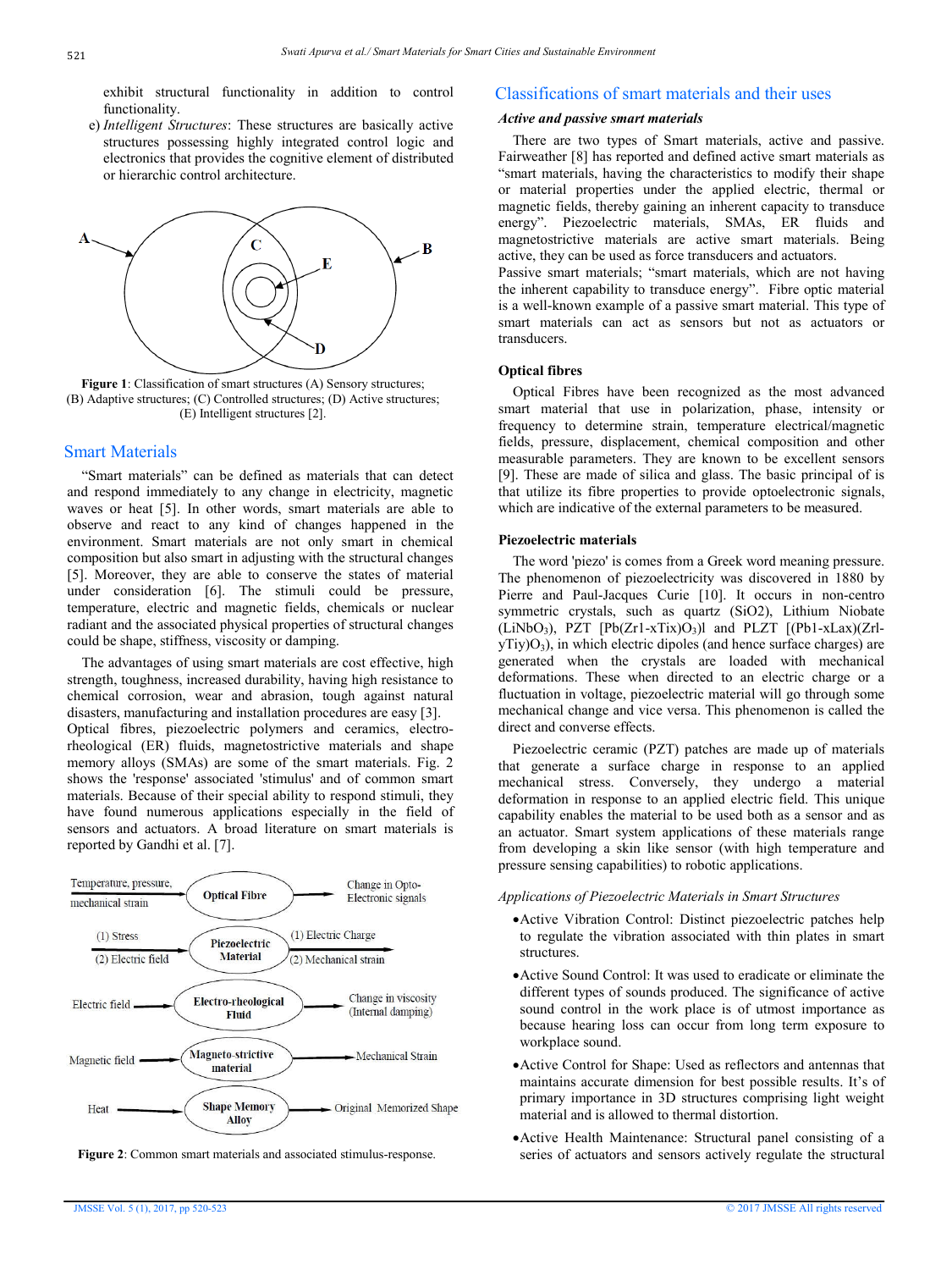exhibit structural functionality in addition to control functionality.

e) *Intelligent Structures*: These structures are basically active structures possessing highly integrated control logic and electronics that provides the cognitive element of distributed or hierarchic control architecture.

**Figure 1**: Classification of smart structures (A) Sensory structures; (B) Adaptive structures; (C) Controlled structures; (D) Active structures; (E) Intelligent structures [2].

## Smart Materials

"Smart materials" can be defined as materials that can detect and respond immediately to any change in electricity, magnetic waves or heat [5]. In other words, smart materials are able to observe and react to any kind of changes happened in the environment. Smart materials are not only smart in chemical composition but also smart in adjusting with the structural changes [5]. Moreover, they are able to conserve the states of material under consideration [6]. The stimuli could be pressure, temperature, electric and magnetic fields, chemicals or nuclear radiant and the associated physical properties of structural changes could be shape, stiffness, viscosity or damping.

The advantages of using smart materials are cost effective, high strength, toughness, increased durability, having high resistance to chemical corrosion, wear and abrasion, tough against natural disasters, manufacturing and installation procedures are easy [3]. Optical fibres, piezoelectric polymers and ceramics, electro-rheological (ER) fluids, magnetostrictive materials and shape memory alloys (SMAs) are some of the smart materials. Fig. 2 shows the 'response' associated 'stimulus' and of common smart materials. Because of their special ability to respond stimuli, they have found numerous applications especially in the field of sensors and actuators. A broad literature on smart materials is reported by Gandhi et al. [7].

**Figure 2**: Common smart materials and associated stimulus-response.

## Classifications of smart materials and their uses

### *Active and passive smart materials*

There are two types of Smart materials, active and passive. Fairweather [8] has reported and defined active smart materials as "smart materials, having the characteristics to modify their shape or material properties under the applied electric, thermal or magnetic fields, thereby gaining an inherent capacity to transduce energy". Piezoelectric materials, SMAs, ER fluids and magnetostrictive materials are active smart materials. Being active, they can be used as force transducers and actuators.

Passive smart materials; "smart materials, which are not having the inherent capability to transduce energy". Fibre optic material is a well-known example of a passive smart material. This type of smart materials can act as sensors but not as actuators or transducers.

### Optical fibres

Optical Fibres have been recognized as the most advanced smart material that use in polarization, phase, intensity or frequency to determine strain, temperature electrical/magnetic fields, pressure, displacement, chemical composition and other measurable parameters. They are known to be excellent sensors [9]. These are made of silica and glass. The basic principal of is that utilize its fibre properties to provide optoelectronic signals, which are indicative of the external parameters to be measured.

### Piezoelectric materials

The word 'piezo' is comes from a Greek word meaning pressure. The phenomenon of piezoelectricity was discovered in 1880 by Pierre and Paul-Jacques Curie [10]. It occurs in non-centro symmetric crystals, such as quartz ($SiO_2$), Lithium Niobate ($LiNbO_3$), PZT [$Pb(Zr_{1-x}Ti_x)O_3$)] and PLZT [$(Pb_{1-x}La_x)(Zr_{1-y}Ti_y)O_3$), in which electric dipoles (and hence surface charges) are generated when the crystals are loaded with mechanical deformations. These when directed to an electric charge or a fluctuation in voltage, piezoelectric material will go through some mechanical change and vice versa. This phenomenon is called the direct and converse effects.

Piezoelectric ceramic (PZT) patches are made up of materials that generate a surface charge in response to an applied mechanical stress. Conversely, they undergo a material deformation in response to an applied electric field. This unique capability enables the material to be used both as a sensor and as an actuator. Smart system applications of these materials range from developing a skin like sensor (with high temperature and pressure sensing capabilities) to robotic applications.

### *Applications of Piezoelectric Materials in Smart Structures*

- Active Vibration Control: Distinct piezoelectric patches help to regulate the vibration associated with thin plates in smart structures.
- Active Sound Control: It was used to eradicate or eliminate the different types of sounds produced. The significance of active sound control in the work place is of utmost importance as because hearing loss can occur from long term exposure to workplace sound.
- Active Control for Shape: Used as reflectors and antennas that maintains accurate dimension for best possible results. It's of primary importance in 3D structures comprising light weight material and is allowed to thermal distortion.
- Active Health Maintenance: Structural panel consisting of a series of actuators and sensors actively regulate the structural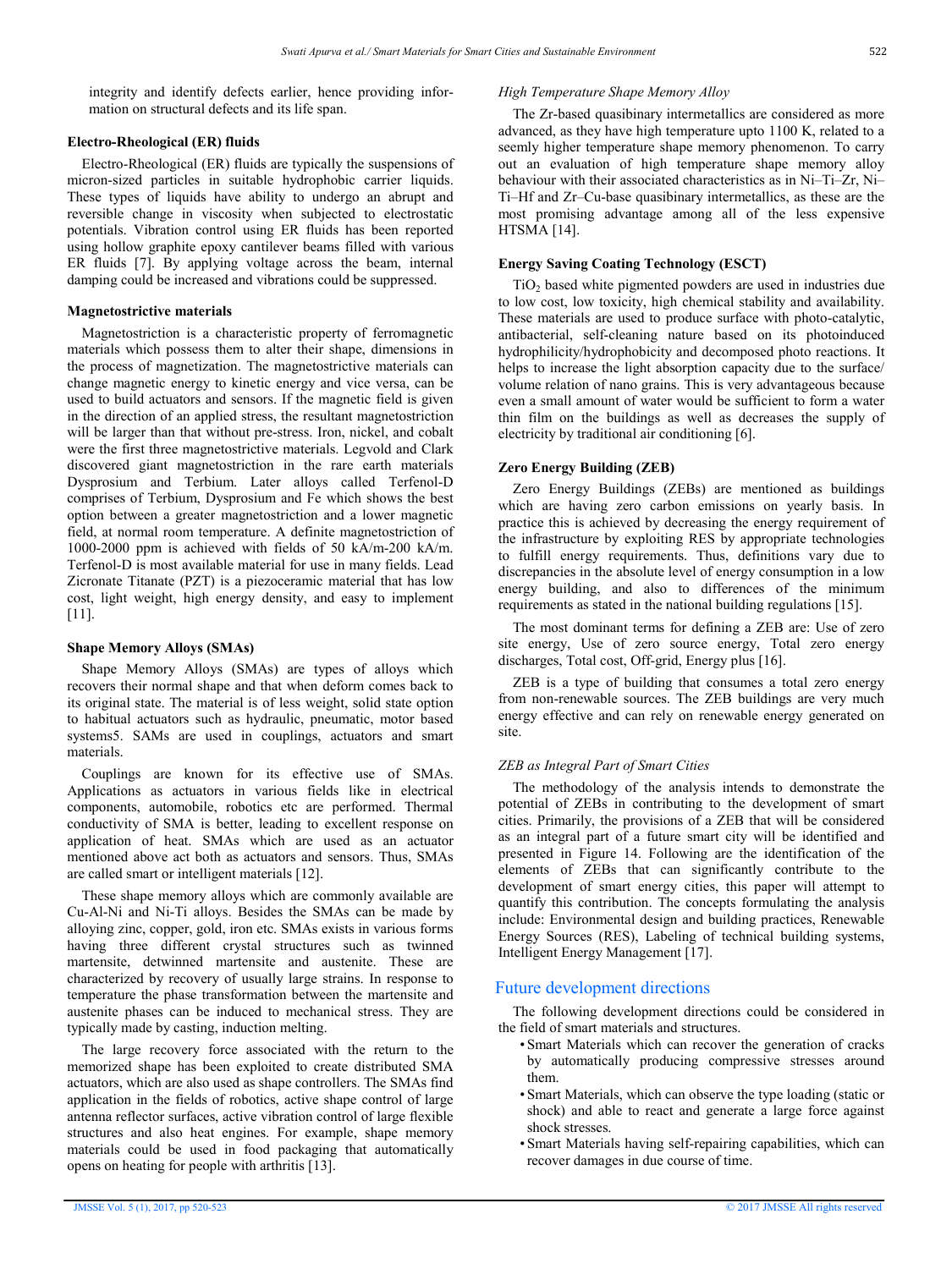integrity and identify defects earlier, hence providing information on structural defects and its life span.

#### Electro-Rheological (ER) fluids

Electro-Rheological (ER) fluids are typically the suspensions of micron-sized particles in suitable hydrophobic carrier liquids. These types of liquids have ability to undergo an abrupt and reversible change in viscosity when subjected to electrostatic potentials. Vibration control using ER fluids has been reported using hollow graphite epoxy cantilever beams filled with various ER fluids [7]. By applying voltage across the beam, internal damping could be increased and vibrations could be suppressed.

#### Magnetostrictive materials

Magnetostriction is a characteristic property of ferromagnetic materials which possess them to alter their shape, dimensions in the process of magnetization. The magnetostrictive materials can change magnetic energy to kinetic energy and vice versa, can be used to build actuators and sensors. If the magnetic field is given in the direction of an applied stress, the resultant magnetostriction will be larger than that without pre-stress. Iron, nickel, and cobalt were the first three magnetostrictive materials. Legvold and Clark discovered giant magnetostriction in the rare earth materials Dysprosium and Terbium. Later alloys called Terfenol-D comprises of Terbium, Dysprosium and Fe which shows the best option between a greater magnetostriction and a lower magnetic field, at normal room temperature. A definite magnetostriction of 1000-2000 ppm is achieved with fields of 50 kA/m-200 kA/m. Terfenol-D is most available material for use in many fields. Lead Zicronate Titanate (PZT) is a piezoceramic material that has low cost, light weight, high energy density, and easy to implement [11].

#### Shape Memory Alloys (SMAs)

Shape Memory Alloys (SMAs) are types of alloys which recovers their normal shape and that when deform comes back to its original state. The material is of less weight, solid state option to habitual actuators such as hydraulic, pneumatic, motor based systems5. SAMs are used in couplings, actuators and smart materials.

Couplings are known for its effective use of SMAs. Applications as actuators in various fields like in electrical components, automobile, robotics etc are performed. Thermal conductivity of SMA is better, leading to excellent response on application of heat. SMAs which are used as an actuator mentioned above act both as actuators and sensors. Thus, SMAs are called smart or intelligent materials [12].

These shape memory alloys which are commonly available are Cu-Al-Ni and Ni-Ti alloys. Besides the SMAs can be made by alloying zinc, copper, gold, iron etc. SMAs exists in various forms having three different crystal structures such as twinned martensite, detwinned martensite and austenite. These are characterized by recovery of usually large strains. In response to temperature the phase transformation between the martensite and austenite phases can be induced to mechanical stress. They are typically made by casting, induction melting.

The large recovery force associated with the return to the memorized shape has been exploited to create distributed SMA actuators, which are also used as shape controllers. The SMAs find application in the fields of robotics, active shape control of large antenna reflector surfaces, active vibration control of large flexible structures and also heat engines. For example, shape memory materials could be used in food packaging that automatically opens on heating for people with arthritis [13].

##### *High Temperature Shape Memory Alloy*

The Zr-based quasibinary intermetallics are considered as more advanced, as they have high temperature upto 1100 K, related to a seemly higher temperature shape memory phenomenon. To carry out an evaluation of high temperature shape memory alloy behaviour with their associated characteristics as in Ni–Ti–Zr, Ni–Ti–Hf and Zr–Cu-base quasibinary intermetallics, as these are the most promising advantage among all of the less expensive HTSMA [14].

#### Energy Saving Coating Technology (ESCT)

$TiO_2$ based white pigmented powders are used in industries due to low cost, low toxicity, high chemical stability and availability. These materials are used to produce surface with photo-catalytic, antibacterial, self-cleaning nature based on its photoinduced hydrophilicity/hydrophobicity and decomposed photo reactions. It helps to increase the light absorption capacity due to the surface/volume relation of nano grains. This is very advantageous because even a small amount of water would be sufficient to form a water thin film on the buildings as well as decreases the supply of electricity by traditional air conditioning [6].

#### Zero Energy Building (ZEB)

Zero Energy Buildings (ZEBs) are mentioned as buildings which are having zero carbon emissions on yearly basis. In practice this is achieved by decreasing the energy requirement of the infrastructure by exploiting RES by appropriate technologies to fulfill energy requirements. Thus, definitions vary due to discrepancies in the absolute level of energy consumption in a low energy building, and also to differences of the minimum requirements as stated in the national building regulations [15].

The most dominant terms for defining a ZEB are: Use of zero site energy, Use of zero source energy, Total zero energy discharges, Total cost, Off-grid, Energy plus [16].

ZEB is a type of building that consumes a total zero energy from non-renewable sources. The ZEB buildings are very much energy effective and can rely on renewable energy generated on site.

##### *ZEB as Integral Part of Smart Cities*

The methodology of the analysis intends to demonstrate the potential of ZEBs in contributing to the development of smart cities. Primarily, the provisions of a ZEB that will be considered as an integral part of a future smart city will be identified and presented in Figure 14. Following are the identification of the elements of ZEBs that can significantly contribute to the development of smart energy cities, this paper will attempt to quantify this contribution. The concepts formulating the analysis include: Environmental design and building practices, Renewable Energy Sources (RES), Labeling of technical building systems, Intelligent Energy Management [17].

## Future development directions

The following development directions could be considered in the field of smart materials and structures.

- Smart Materials which can recover the generation of cracks by automatically producing compressive stresses around them.
- Smart Materials, which can observe the type loading (static or shock) and able to react and generate a large force against shock stresses.
- Smart Materials having self-repairing capabilities, which can recover damages in due course of time.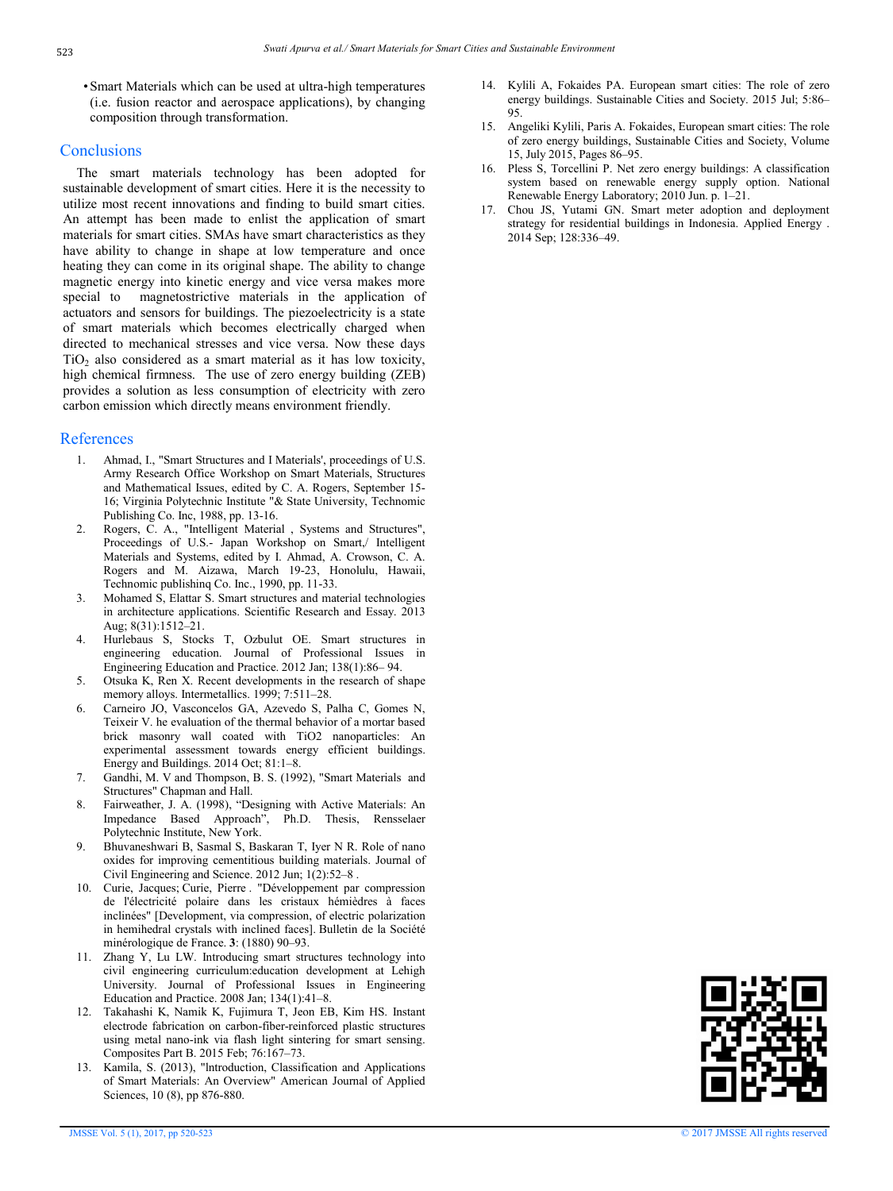- Smart Materials which can be used at ultra-high temperatures (i.e. fusion reactor and aerospace applications), by changing composition through transformation.

## Conclusions

The smart materials technology has been adopted for sustainable development of smart cities. Here it is the necessity to utilize most recent innovations and finding to build smart cities. An attempt has been made to enlist the application of smart materials for smart cities. SMAs have smart characteristics as they have ability to change in shape at low temperature and once heating they can come in its original shape. The ability to change magnetic energy into kinetic energy and vice versa makes more special to magnetostrictive materials in the application of actuators and sensors for buildings. The piezoelectricity is a state of smart materials which becomes electrically charged when directed to mechanical stresses and vice versa. Now these days $TiO_2$ also considered as a smart material as it has low toxicity, high chemical firmness. The use of zero energy building (ZEB) provides a solution as less consumption of electricity with zero carbon emission which directly means environment friendly.

## References

1. Ahmad, I., "Smart Structures and I Materials', proceedings of U.S. Army Research Office Workshop on Smart Materials, Structures and Mathematical Issues, edited by C. A. Rogers, September 15-16; Virginia Polytechnic Institute "& State University, Technomic Publishing Co. Inc, 1988, pp. 13-16.
2. Rogers, C. A., "Intelligent Material , Systems and Structures", Proceedings of U.S.- Japan Workshop on Smart,/ Intelligent Materials and Systems, edited by I. Ahmad, A. Crowson, C. A. Rogers and M. Aizawa, March 19-23, Honolulu, Hawaii, Technomic publishinq Co. Inc., 1990, pp. 11-33.
3. Mohamed S, Elattar S. Smart structures and material technologies in architecture applications. Scientific Research and Essay. 2013 Aug; 8(31):1512–21.
4. Hurlebaus S, Stocks T, Ozbulut OE. Smart structures in engineering education. Journal of Professional Issues in Engineering Education and Practice. 2012 Jan; 138(1):86– 94.
5. Otsuka K, Ren X. Recent developments in the research of shape memory alloys. Intermetallics. 1999; 7:511–28.
6. Carneiro JO, Vasconcelos GA, Azevedo S, Palha C, Gomes N, Teixeir V. he evaluation of the thermal behavior of a mortar based brick masonry wall coated with TiO2 nanoparticles: An experimental assessment towards energy efficient buildings. Energy and Buildings. 2014 Oct; 81:1–8.
7. Gandhi, M. V and Thompson, B. S. (1992), "Smart Materials and Structures" Chapman and Hall.
8. Fairweather, J. A. (1998), "Designing with Active Materials: An Impedance Based Approach", Ph.D. Thesis, Rensselaer Polytechnic Institute, New York.
9. Bhuvaneshwari B, Sasmal S, Baskaran T, Iyer N R. Role of nano oxides for improving cementitious building materials. Journal of Civil Engineering and Science. 2012 Jun; 1(2):52–8 .
10. Curie, Jacques; Curie, Pierre . "Développement par compression de l'électricité polaire dans les cristaux hémièdres à faces inclinées" [Development, via compression, of electric polarization in hemihedral crystals with inclined faces]. Bulletin de la Société minérologique de France. **3**: (1880) 90–93.
11. Zhang Y, Lu LW. Introducing smart structures technology into civil engineering curriculum:education development at Lehigh University. Journal of Professional Issues in Engineering Education and Practice. 2008 Jan; 134(1):41–8.
12. Takahashi K, Namik K, Fujimura T, Jeon EB, Kim HS. Instant electrode fabrication on carbon-fiber-reinforced plastic structures using metal nano-ink via flash light sintering for smart sensing. Composites Part B. 2015 Feb; 76:167–73.
13. Kamila, S. (2013), "lntroduction, Classification and Applications of Smart Materials: An Overview" American Journal of Applied Sciences, 10 (8), pp 876-880.
14. Kylili A, Fokaides PA. European smart cities: The role of zero energy buildings. Sustainable Cities and Society. 2015 Jul; 5:86–95.
15. Angeliki Kylili, Paris A. Fokaides, European smart cities: The role of zero energy buildings, Sustainable Cities and Society, Volume 15, July 2015, Pages 86–95.
16. Pless S, Torcellini P. Net zero energy buildings: A classification system based on renewable energy supply option. National Renewable Energy Laboratory; 2010 Jun. p. 1–21.
17. Chou JS, Yutami GN. Smart meter adoption and deployment strategy for residential buildings in Indonesia. Applied Energy . 2014 Sep; 128:336–49.